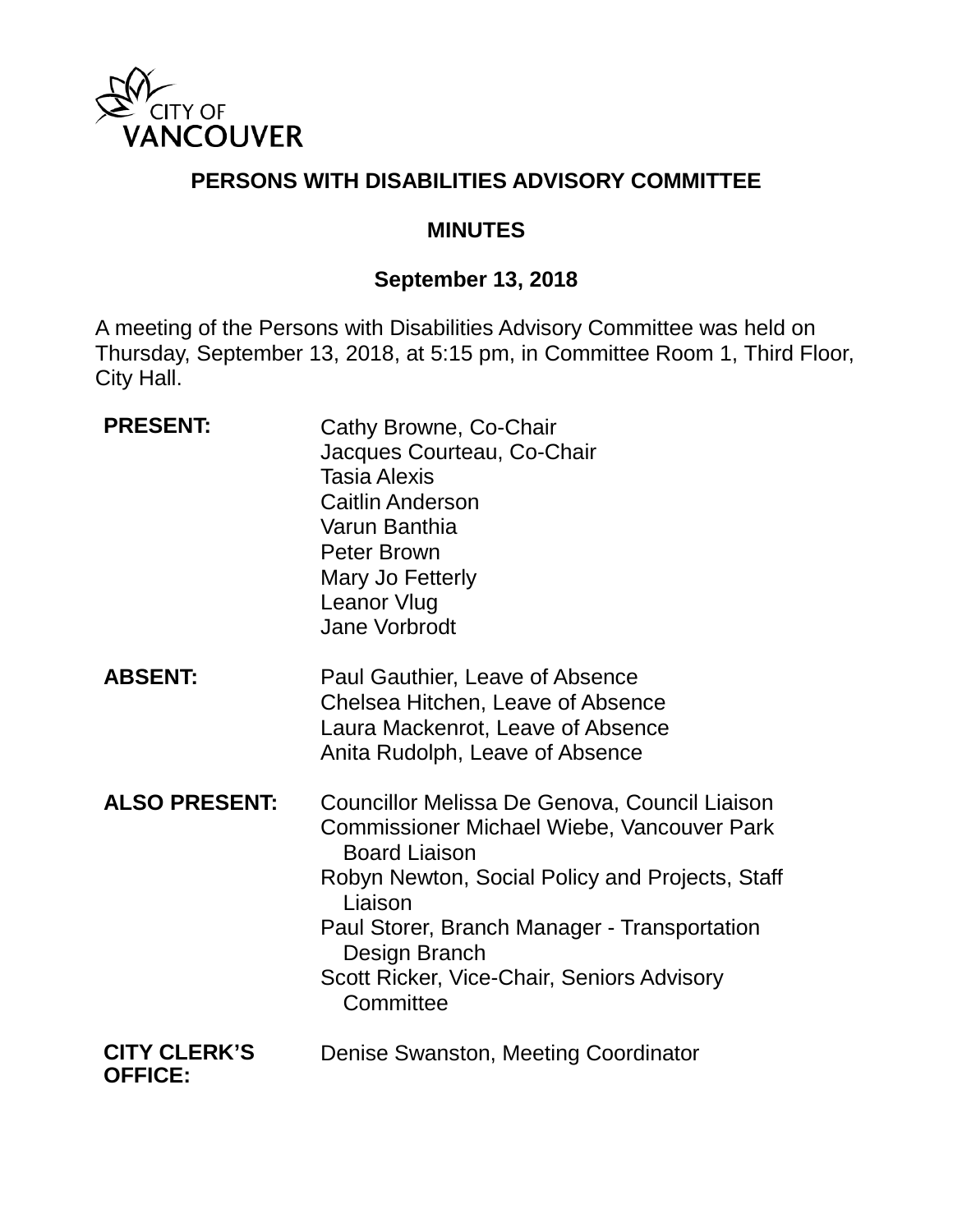CITY OF VANCOUVER

# PERSONS WITH DISABILITIES ADVISORY COMMITTEE

## MINUTES

### September 13, 2018

A meeting of the Persons with Disabilities Advisory Committee was held on Thursday, September 13, 2018, at 5:15 pm, in Committee Room 1, Third Floor, City Hall.

| | |
|---|---|
| **PRESENT:** | Cathy Browne, Co-Chair<br>Jacques Courteau, Co-Chair<br>Tasia Alexis<br>Caitlin Anderson<br>Varun Banthia<br>Peter Brown<br>Mary Jo Fetterly<br>Leanor Vlug<br>Jane Vorbrodt |
| **ABSENT:** | Paul Gauthier, Leave of Absence<br>Chelsea Hitchen, Leave of Absence<br>Laura Mackenrot, Leave of Absence<br>Anita Rudolph, Leave of Absence |
| **ALSO PRESENT:** | Councillor Melissa De Genova, Council Liaison<br>Commissioner Michael Wiebe, Vancouver Park Board Liaison<br>Robyn Newton, Social Policy and Projects, Staff Liaison<br>Paul Storer, Branch Manager - Transportation Design Branch<br>Scott Ricker, Vice-Chair, Seniors Advisory Committee |
| **CITY CLERK'S OFFICE:** | Denise Swanston, Meeting Coordinator |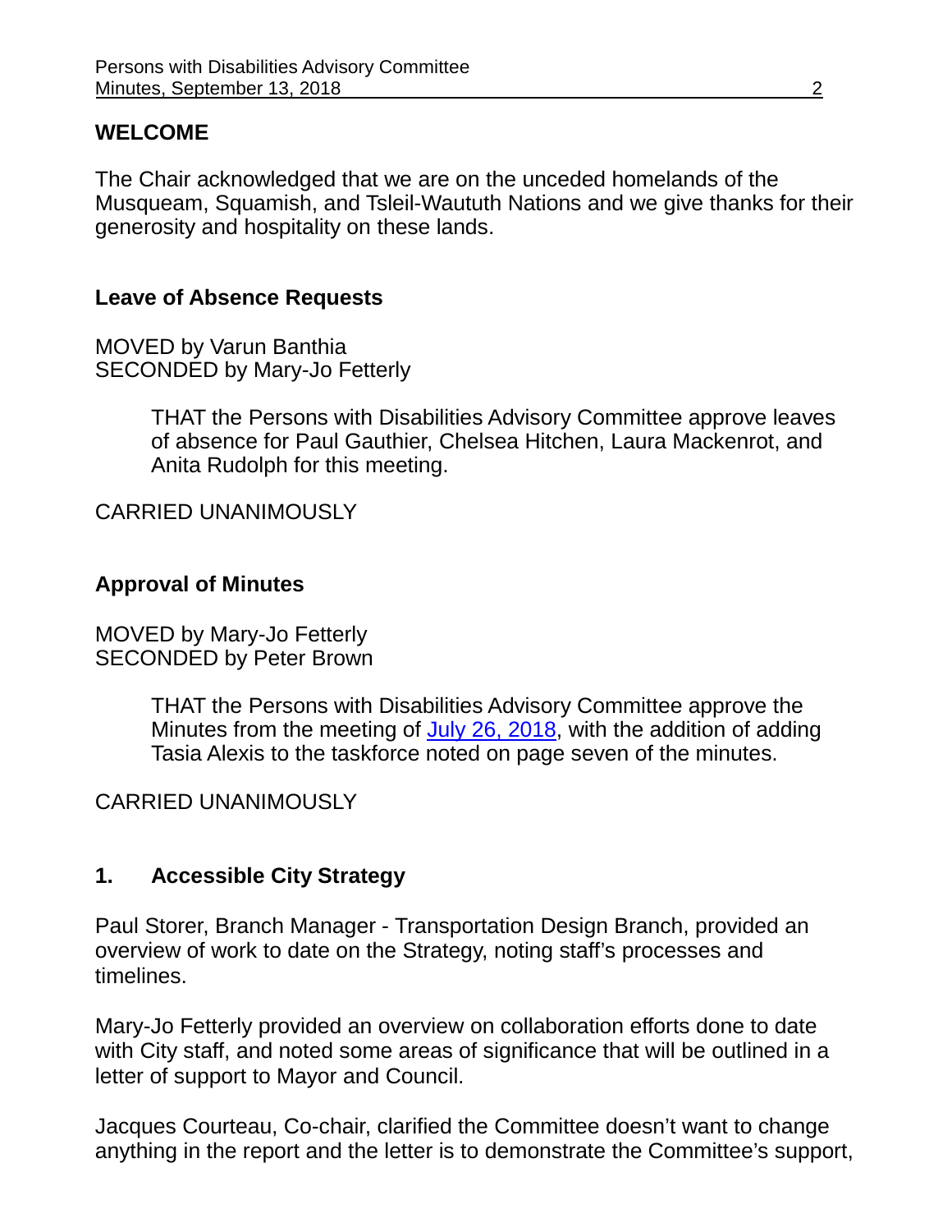## WELCOME

The Chair acknowledged that we are on the unceded homelands of the Musqueam, Squamish, and Tsleil-Waututh Nations and we give thanks for their generosity and hospitality on these lands.

### Leave of Absence Requests

MOVED by Varun Banthia
SECONDED by Mary-Jo Fetterly

> THAT the Persons with Disabilities Advisory Committee approve leaves of absence for Paul Gauthier, Chelsea Hitchen, Laura Mackenrot, and Anita Rudolph for this meeting.

CARRIED UNANIMOUSLY

### Approval of Minutes

MOVED by Mary-Jo Fetterly
SECONDED by Peter Brown

> THAT the Persons with Disabilities Advisory Committee approve the Minutes from the meeting of July 26, 2018, with the addition of adding Tasia Alexis to the taskforce noted on page seven of the minutes.

CARRIED UNANIMOUSLY

### 1. Accessible City Strategy

Paul Storer, Branch Manager - Transportation Design Branch, provided an overview of work to date on the Strategy, noting staff's processes and timelines.

Mary-Jo Fetterly provided an overview on collaboration efforts done to date with City staff, and noted some areas of significance that will be outlined in a letter of support to Mayor and Council.

Jacques Courteau, Co-chair, clarified the Committee doesn't want to change anything in the report and the letter is to demonstrate the Committee's support,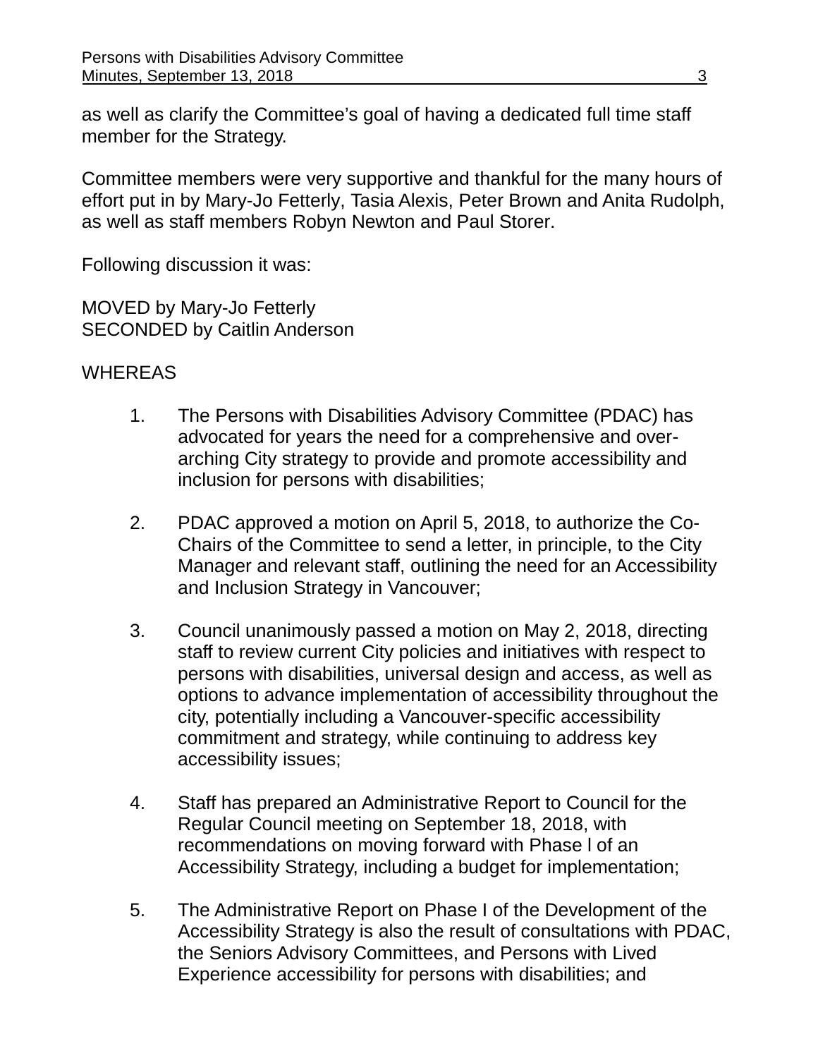as well as clarify the Committee's goal of having a dedicated full time staff member for the Strategy.

Committee members were very supportive and thankful for the many hours of effort put in by Mary-Jo Fetterly, Tasia Alexis, Peter Brown and Anita Rudolph, as well as staff members Robyn Newton and Paul Storer.

Following discussion it was:

MOVED by Mary-Jo Fetterly
SECONDED by Caitlin Anderson

WHEREAS

1. The Persons with Disabilities Advisory Committee (PDAC) has advocated for years the need for a comprehensive and over-arching City strategy to provide and promote accessibility and inclusion for persons with disabilities;

2. PDAC approved a motion on April 5, 2018, to authorize the Co-Chairs of the Committee to send a letter, in principle, to the City Manager and relevant staff, outlining the need for an Accessibility and Inclusion Strategy in Vancouver;

3. Council unanimously passed a motion on May 2, 2018, directing staff to review current City policies and initiatives with respect to persons with disabilities, universal design and access, as well as options to advance implementation of accessibility throughout the city, potentially including a Vancouver-specific accessibility commitment and strategy, while continuing to address key accessibility issues;

4. Staff has prepared an Administrative Report to Council for the Regular Council meeting on September 18, 2018, with recommendations on moving forward with Phase l of an Accessibility Strategy, including a budget for implementation;

5. The Administrative Report on Phase I of the Development of the Accessibility Strategy is also the result of consultations with PDAC, the Seniors Advisory Committees, and Persons with Lived Experience accessibility for persons with disabilities; and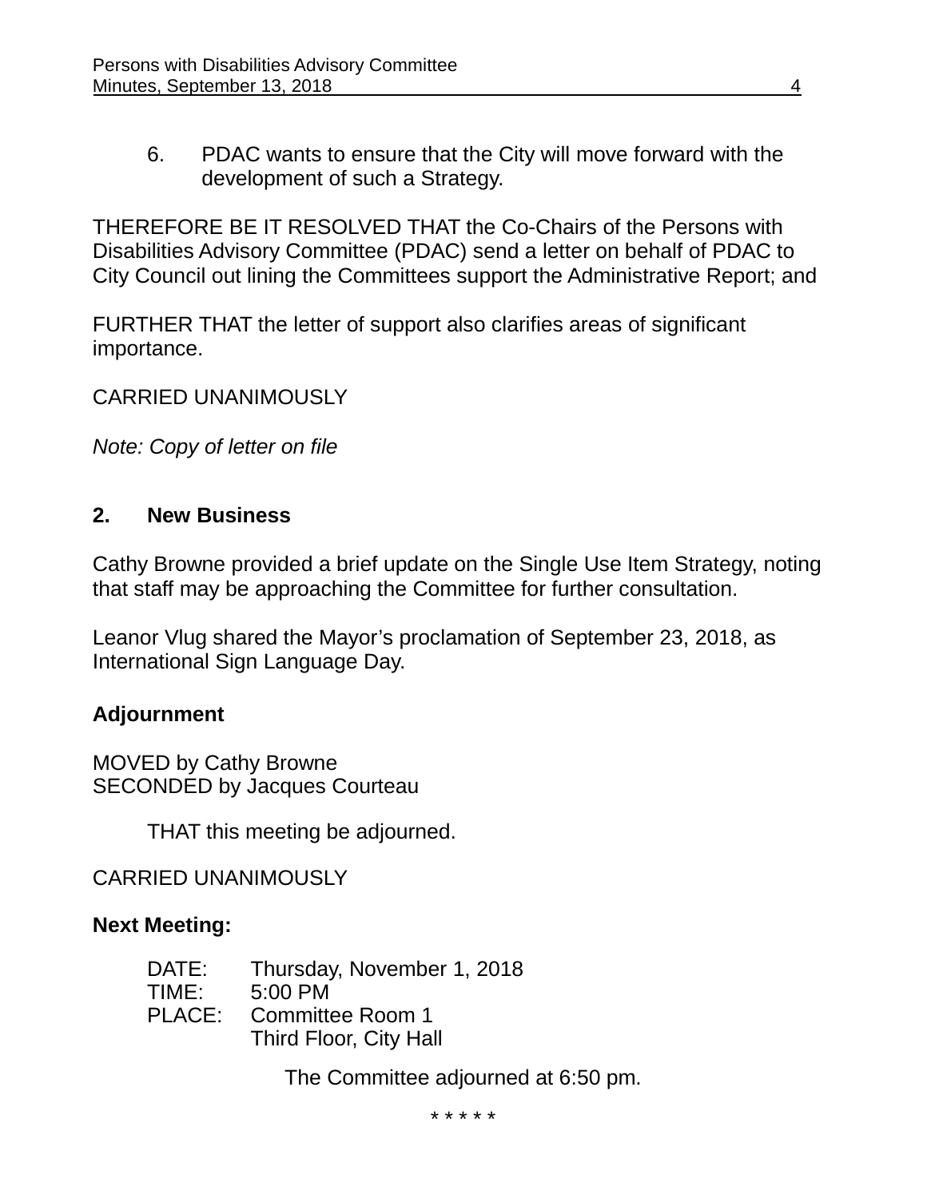6. PDAC wants to ensure that the City will move forward with the development of such a Strategy.

THEREFORE BE IT RESOLVED THAT the Co-Chairs of the Persons with Disabilities Advisory Committee (PDAC) send a letter on behalf of PDAC to City Council out lining the Committees support the Administrative Report; and

FURTHER THAT the letter of support also clarifies areas of significant importance.

CARRIED UNANIMOUSLY

*Note: Copy of letter on file*

## 2. New Business

Cathy Browne provided a brief update on the Single Use Item Strategy, noting that staff may be approaching the Committee for further consultation.

Leanor Vlug shared the Mayor’s proclamation of September 23, 2018, as International Sign Language Day.

## Adjournment

MOVED by Cathy Browne
SECONDED by Jacques Courteau

THAT this meeting be adjourned.

CARRIED UNANIMOUSLY

**Next Meeting:**

DATE: Thursday, November 1, 2018
TIME: 5:00 PM
PLACE: Committee Room 1
Third Floor, City Hall

The Committee adjourned at 6:50 pm.

* * * * *